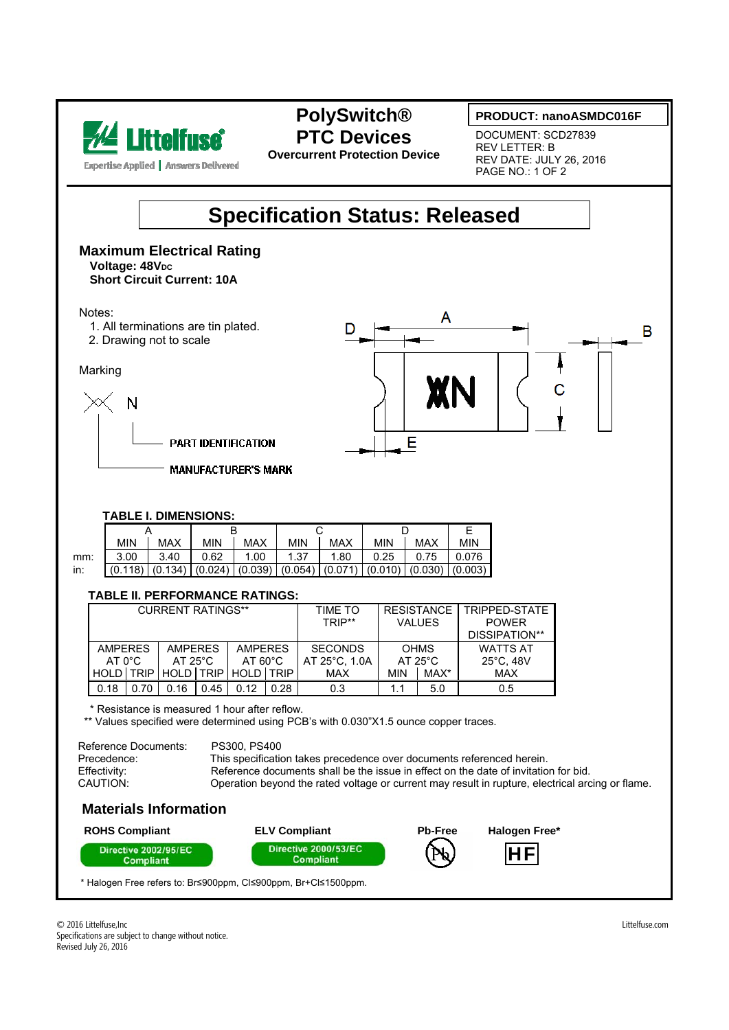Littelfuse
Expertise Applied | Answers Delivered

# PolySwitch® PTC Devices

**Overcurrent Protection Device**

**PRODUCT: nanoASMDC016F**

DOCUMENT: SCD27839
REV LETTER: B
REV DATE: JULY 26, 2016
PAGE NO.: 1 OF 2

# Specification Status: Released

## Maximum Electrical Rating

**Voltage: 48V$_{DC}$**
**Short Circuit Current: 10A**

Notes:
1. All terminations are tin plated.
2. Drawing not to scale

Marking

XN

N — PART IDENTIFICATION
X — MANUFACTURER'S MARK

### TABLE I. DIMENSIONS:

| | A | | B | | C | | D | | E |
|---|---|---|---|---|---|---|---|---|---|
| | MIN | MAX | MIN | MAX | MIN | MAX | MIN | MAX | MIN |
| mm: | 3.00 | 3.40 | 0.62 | 1.00 | 1.37 | 1.80 | 0.25 | 0.75 | 0.076 |
| in: | (0.118) | (0.134) | (0.024) | (0.039) | (0.054) | (0.071) | (0.010) | (0.030) | (0.003) |

### TABLE II. PERFORMANCE RATINGS:

| CURRENT RATINGS** | | | | | | TIME TO TRIP** | RESISTANCE VALUES | | TRIPPED-STATE POWER DISSIPATION** |
|---|---|---|---|---|---|---|---|---|---|
| AMPERES AT 0°C | | AMPERES AT 25°C | | AMPERES AT 60°C | | SECONDS AT 25°C, 1.0A | OHMS AT 25°C | | WATTS AT 25°C, 48V |
| HOLD | TRIP | HOLD | TRIP | HOLD | TRIP | MAX | MIN | MAX* | MAX |
| 0.18 | 0.70 | 0.16 | 0.45 | 0.12 | 0.28 | 0.3 | 1.1 | 5.0 | 0.5 |

\* Resistance is measured 1 hour after reflow.
\*\* Values specified were determined using PCB's with 0.030"X1.5 ounce copper traces.

| | |
|---|---|
| Reference Documents: | PS300, PS400 |
| Precedence: | This specification takes precedence over documents referenced herein. |
| Effectivity: | Reference documents shall be the issue in effect on the date of invitation for bid. |
| CAUTION: | Operation beyond the rated voltage or current may result in rupture, electrical arcing or flame. |

## Materials Information

| ROHS Compliant | ELV Compliant | Pb-Free | Halogen Free* |
|---|---|---|---|
| Directive 2002/95/EC Compliant | Directive 2000/53/EC Compliant | Pb | HF |

\* Halogen Free refers to: Br≤900ppm, Cl≤900ppm, Br+Cl≤1500ppm.

© 2016 Littelfuse,Inc
Specifications are subject to change without notice.
Revised July 26, 2016

Littelfuse.com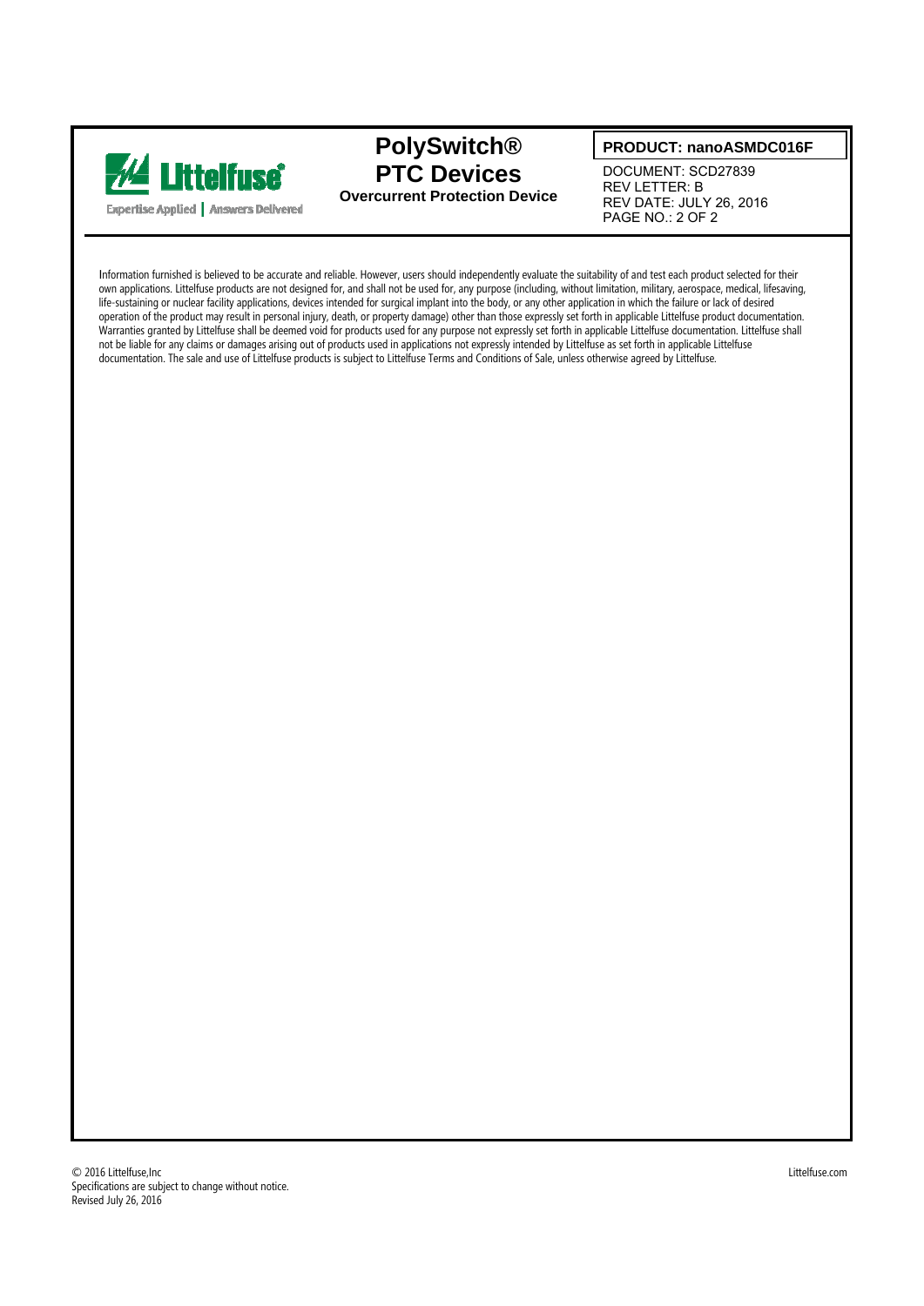Information furnished is believed to be accurate and reliable. However, users should independently evaluate the suitability of and test each product selected for their own applications. Littelfuse products are not designed for, and shall not be used for, any purpose (including, without limitation, military, aerospace, medical, lifesaving, life-sustaining or nuclear facility applications, devices intended for surgical implant into the body, or any other application in which the failure or lack of desired operation of the product may result in personal injury, death, or property damage) other than those expressly set forth in applicable Littelfuse product documentation. Warranties granted by Littelfuse shall be deemed void for products used for any purpose not expressly set forth in applicable Littelfuse documentation. Littelfuse shall not be liable for any claims or damages arising out of products used in applications not expressly intended by Littelfuse as set forth in applicable Littelfuse documentation. The sale and use of Littelfuse products is subject to Littelfuse Terms and Conditions of Sale, unless otherwise agreed by Littelfuse.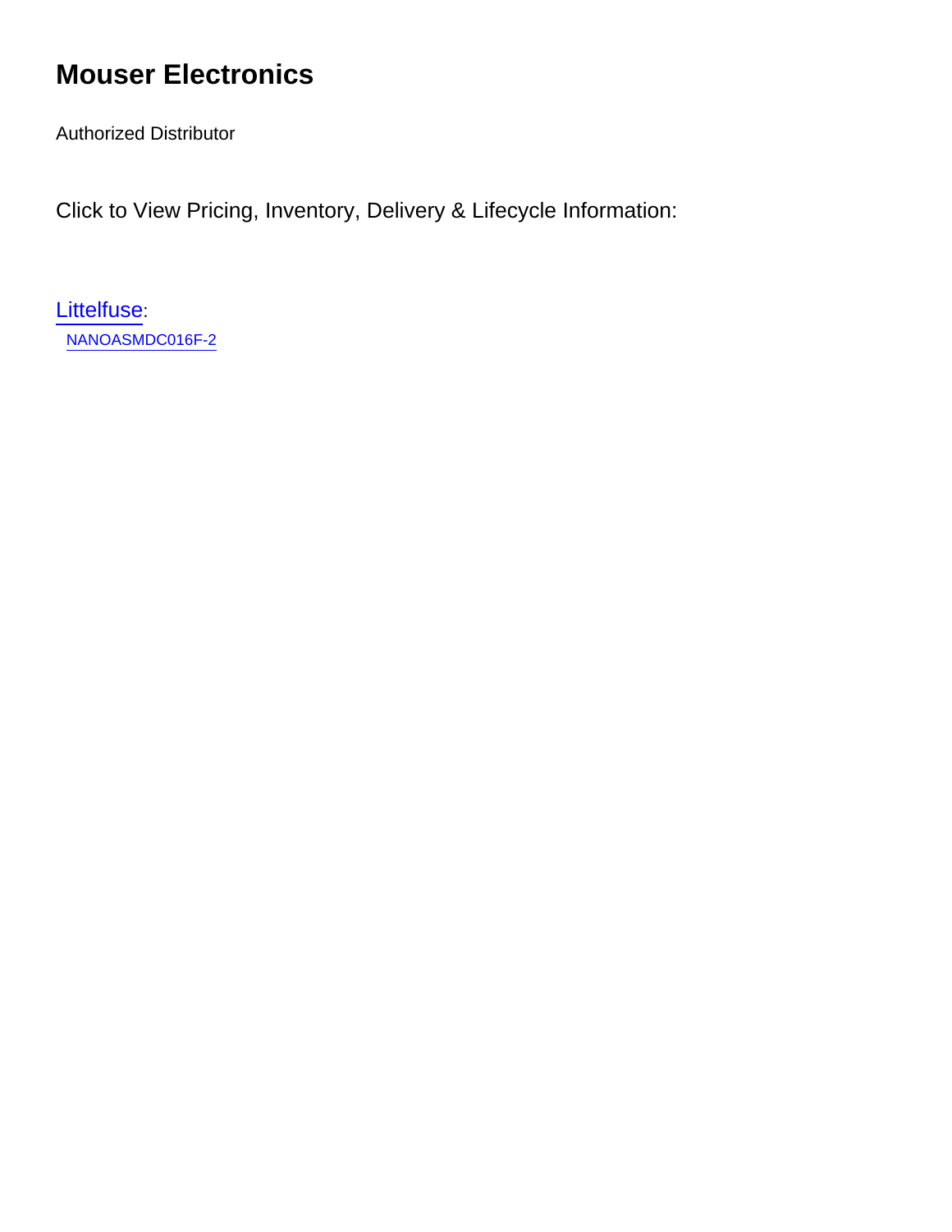# Mouser Electronics

Authorized Distributor

Click to View Pricing, Inventory, Delivery & Lifecycle Information:

Littelfuse:

NANOASMDC016F-2